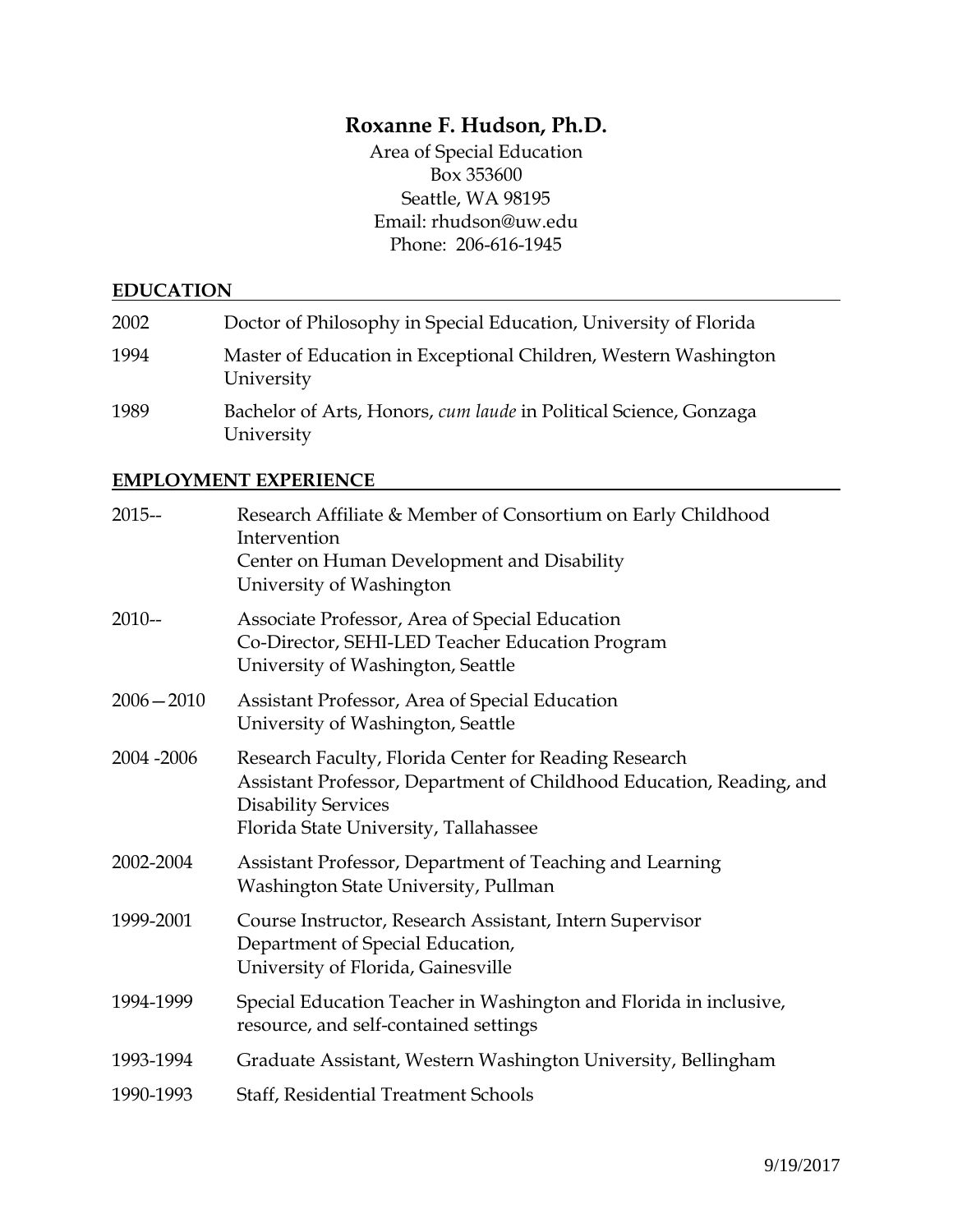# Roxanne F. Hudson, Ph.D.

Area of Special Education
Box 353600
Seattle, WA 98195
Email: rhudson@uw.edu
Phone: 206-616-1945

## EDUCATION

| | |
|---|---|
| 2002 | Doctor of Philosophy in Special Education, University of Florida |
| 1994 | Master of Education in Exceptional Children, Western Washington University |
| 1989 | Bachelor of Arts, Honors, *cum laude* in Political Science, Gonzaga University |

## EMPLOYMENT EXPERIENCE

| | |
|---|---|
| 2015-- | Research Affiliate & Member of Consortium on Early Childhood Intervention<br>Center on Human Development and Disability<br>University of Washington |
| 2010-- | Associate Professor, Area of Special Education<br>Co-Director, SEHI-LED Teacher Education Program<br>University of Washington, Seattle |
| 2006—2010 | Assistant Professor, Area of Special Education<br>University of Washington, Seattle |
| 2004 -2006 | Research Faculty, Florida Center for Reading Research<br>Assistant Professor, Department of Childhood Education, Reading, and Disability Services<br>Florida State University, Tallahassee |
| 2002-2004 | Assistant Professor, Department of Teaching and Learning<br>Washington State University, Pullman |
| 1999-2001 | Course Instructor, Research Assistant, Intern Supervisor<br>Department of Special Education,<br>University of Florida, Gainesville |
| 1994-1999 | Special Education Teacher in Washington and Florida in inclusive, resource, and self-contained settings |
| 1993-1994 | Graduate Assistant, Western Washington University, Bellingham |
| 1990-1993 | Staff, Residential Treatment Schools |

9/19/2017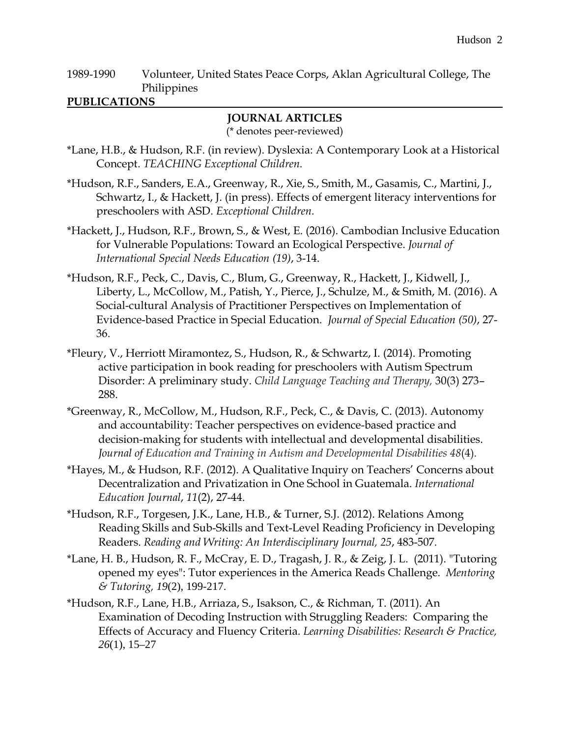1989-1990 Volunteer, United States Peace Corps, Aklan Agricultural College, The Philippines

**PUBLICATIONS**

### JOURNAL ARTICLES

(* denotes peer-reviewed)

*Lane, H.B., & Hudson, R.F. (in review). Dyslexia: A Contemporary Look at a Historical Concept. *TEACHING Exceptional Children.*

*Hudson, R.F., Sanders, E.A., Greenway, R., Xie, S., Smith, M., Gasamis, C., Martini, J., Schwartz, I., & Hackett, J. (in press). Effects of emergent literacy interventions for preschoolers with ASD. *Exceptional Children.*

*Hackett, J., Hudson, R.F., Brown, S., & West, E. (2016). Cambodian Inclusive Education for Vulnerable Populations: Toward an Ecological Perspective. *Journal of International Special Needs Education (19)*, 3-14.

*Hudson, R.F., Peck, C., Davis, C., Blum, G., Greenway, R., Hackett, J., Kidwell, J., Liberty, L., McCollow, M., Patish, Y., Pierce, J., Schulze, M., & Smith, M. (2016). A Social-cultural Analysis of Practitioner Perspectives on Implementation of Evidence-based Practice in Special Education. *Journal of Special Education (50)*, 27-36.

*Fleury, V., Herriott Miramontez, S., Hudson, R., & Schwartz, I. (2014). Promoting active participation in book reading for preschoolers with Autism Spectrum Disorder: A preliminary study. *Child Language Teaching and Therapy,* 30(3) 273–288.

*Greenway, R., McCollow, M., Hudson, R.F., Peck, C., & Davis, C. (2013). Autonomy and accountability: Teacher perspectives on evidence-based practice and decision-making for students with intellectual and developmental disabilities. *Journal of Education and Training in Autism and Developmental Disabilities 48*(4).

*Hayes, M., & Hudson, R.F. (2012). A Qualitative Inquiry on Teachers' Concerns about Decentralization and Privatization in One School in Guatemala. *International Education Journal*, *11*(2), 27-44.

*Hudson, R.F., Torgesen, J.K., Lane, H.B., & Turner, S.J. (2012). Relations Among Reading Skills and Sub-Skills and Text-Level Reading Proficiency in Developing Readers. *Reading and Writing: An Interdisciplinary Journal, 25*, 483-507.

*Lane, H. B., Hudson, R. F., McCray, E. D., Tragash, J. R., & Zeig, J. L. (2011). "Tutoring opened my eyes": Tutor experiences in the America Reads Challenge. *Mentoring & Tutoring, 19*(2), 199-217.

*Hudson, R.F., Lane, H.B., Arriaza, S., Isakson, C., & Richman, T. (2011). An Examination of Decoding Instruction with Struggling Readers: Comparing the Effects of Accuracy and Fluency Criteria. *Learning Disabilities: Research & Practice, 26*(1), 15–27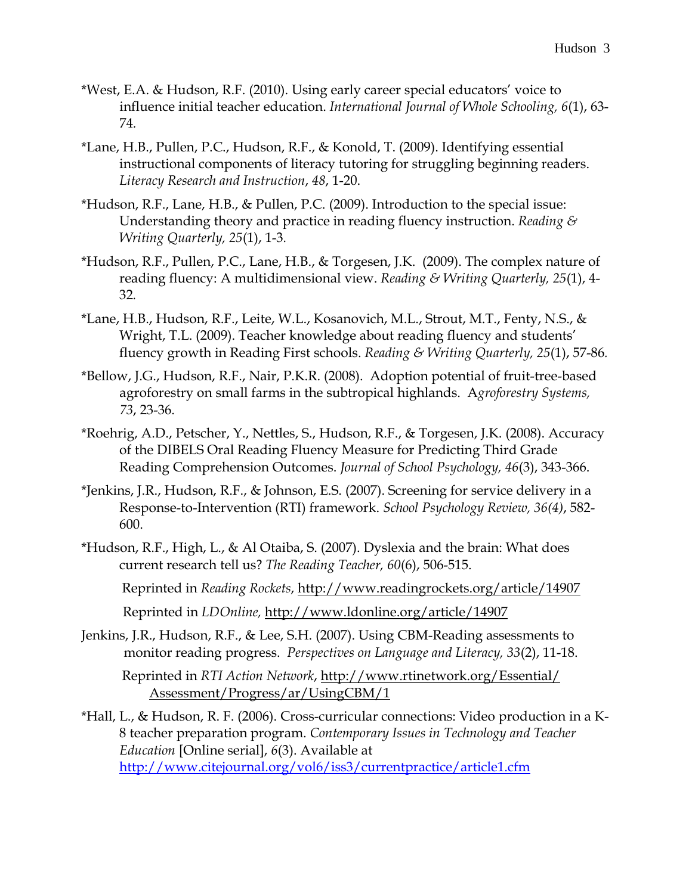*West, E.A. & Hudson, R.F. (2010). Using early career special educators' voice to influence initial teacher education. *International Journal of Whole Schooling, 6*(1), 63-74.

*Lane, H.B., Pullen, P.C., Hudson, R.F., & Konold, T. (2009). Identifying essential instructional components of literacy tutoring for struggling beginning readers. *Literacy Research and Instruction*, *48*, 1-20.

*Hudson, R.F., Lane, H.B., & Pullen, P.C. (2009). Introduction to the special issue: Understanding theory and practice in reading fluency instruction. *Reading & Writing Quarterly, 25*(1), 1-3.

*Hudson, R.F., Pullen, P.C., Lane, H.B., & Torgesen, J.K. (2009). The complex nature of reading fluency: A multidimensional view. *Reading & Writing Quarterly, 25*(1), 4-32.

*Lane, H.B., Hudson, R.F., Leite, W.L., Kosanovich, M.L., Strout, M.T., Fenty, N.S., & Wright, T.L. (2009). Teacher knowledge about reading fluency and students' fluency growth in Reading First schools. *Reading & Writing Quarterly, 25*(1), 57-86.

*Bellow, J.G., Hudson, R.F., Nair, P.K.R. (2008). Adoption potential of fruit-tree-based agroforestry on small farms in the subtropical highlands. A*groforestry Systems, 73*, 23-36.

*Roehrig, A.D., Petscher, Y., Nettles, S., Hudson, R.F., & Torgesen, J.K. (2008). Accuracy of the DIBELS Oral Reading Fluency Measure for Predicting Third Grade Reading Comprehension Outcomes. *Journal of School Psychology, 46*(3), 343-366.

*Jenkins, J.R., Hudson, R.F., & Johnson, E.S. (2007). Screening for service delivery in a Response-to-Intervention (RTI) framework. *School Psychology Review, 36(4)*, 582-600.

*Hudson, R.F., High, L., & Al Otaiba, S. (2007). Dyslexia and the brain: What does current research tell us? *The Reading Teacher, 60*(6), 506-515.

Reprinted in *Reading Rockets*, http://www.readingrockets.org/article/14907

Reprinted in *LDOnline,* http://www.ldonline.org/article/14907

Jenkins, J.R., Hudson, R.F., & Lee, S.H. (2007). Using CBM-Reading assessments to monitor reading progress. *Perspectives on Language and Literacy, 33*(2), 11-18.

Reprinted in *RTI Action Network*, http://www.rtinetwork.org/Essential/Assessment/Progress/ar/UsingCBM/1

*Hall, L., & Hudson, R. F. (2006). Cross-curricular connections: Video production in a K-8 teacher preparation program. *Contemporary Issues in Technology and Teacher Education* [Online serial], *6*(3). Available at http://www.citejournal.org/vol6/iss3/currentpractice/article1.cfm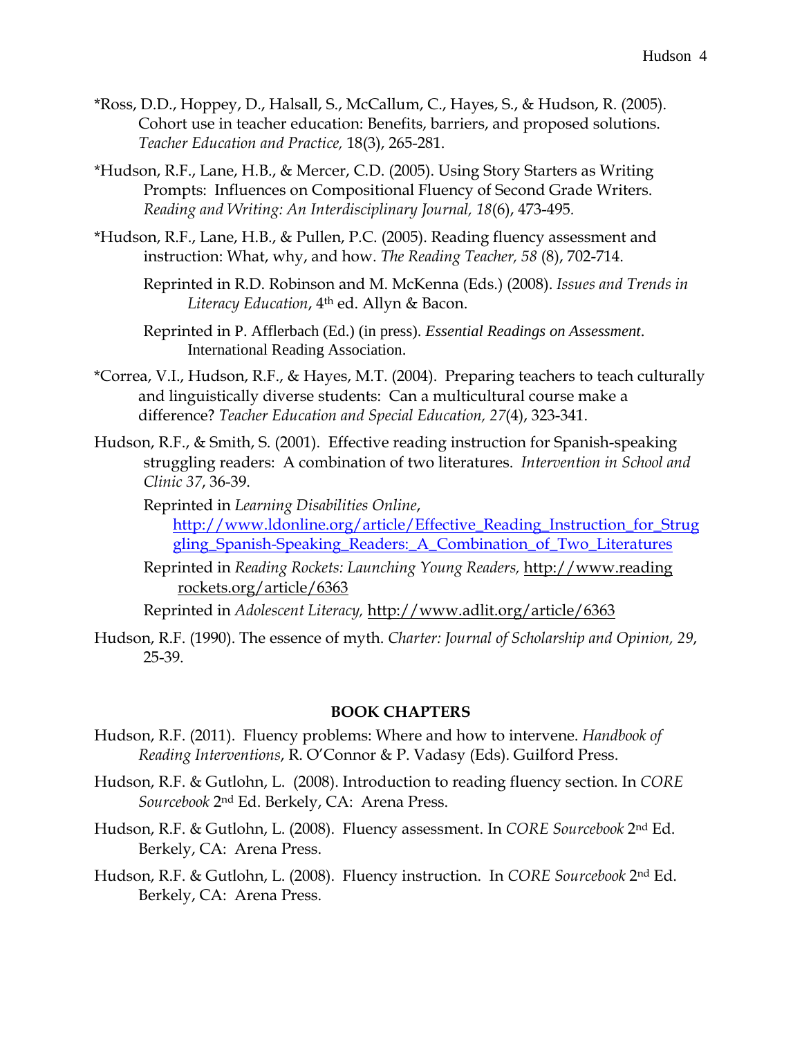*Ross, D.D., Hoppey, D., Halsall, S., McCallum, C., Hayes, S., & Hudson, R. (2005). Cohort use in teacher education: Benefits, barriers, and proposed solutions. *Teacher Education and Practice,* 18(3), 265-281.

*Hudson, R.F., Lane, H.B., & Mercer, C.D. (2005). Using Story Starters as Writing Prompts: Influences on Compositional Fluency of Second Grade Writers. *Reading and Writing: An Interdisciplinary Journal, 18*(6), 473-495.

*Hudson, R.F., Lane, H.B., & Pullen, P.C. (2005). Reading fluency assessment and instruction: What, why, and how. *The Reading Teacher, 58* (8), 702-714.

Reprinted in R.D. Robinson and M. McKenna (Eds.) (2008). *Issues and Trends in Literacy Education*, 4th ed. Allyn & Bacon.

Reprinted in P. Afflerbach (Ed.) (in press). *Essential Readings on Assessment*. International Reading Association.

*Correa, V.I., Hudson, R.F., & Hayes, M.T. (2004). Preparing teachers to teach culturally and linguistically diverse students: Can a multicultural course make a difference? *Teacher Education and Special Education, 27*(4), 323-341.

Hudson, R.F., & Smith, S. (2001). Effective reading instruction for Spanish-speaking struggling readers: A combination of two literatures. *Intervention in School and Clinic 37*, 36-39.

Reprinted in *Learning Disabilities Online*, http://www.ldonline.org/article/Effective_Reading_Instruction_for_Struggling_Spanish-Speaking_Readers:_A_Combination_of_Two_Literatures

Reprinted in *Reading Rockets: Launching Young Readers,* http://www.readingrockets.org/article/6363

Reprinted in *Adolescent Literacy,* http://www.adlit.org/article/6363

Hudson, R.F. (1990). The essence of myth. *Charter: Journal of Scholarship and Opinion, 29*, 25-39.

## BOOK CHAPTERS

Hudson, R.F. (2011). Fluency problems: Where and how to intervene. *Handbook of Reading Interventions*, R. O'Connor & P. Vadasy (Eds). Guilford Press.

Hudson, R.F. & Gutlohn, L. (2008). Introduction to reading fluency section. In *CORE Sourcebook* 2nd Ed. Berkely, CA: Arena Press.

Hudson, R.F. & Gutlohn, L. (2008). Fluency assessment. In *CORE Sourcebook* 2nd Ed. Berkely, CA: Arena Press.

Hudson, R.F. & Gutlohn, L. (2008). Fluency instruction. In *CORE Sourcebook* 2nd Ed. Berkely, CA: Arena Press.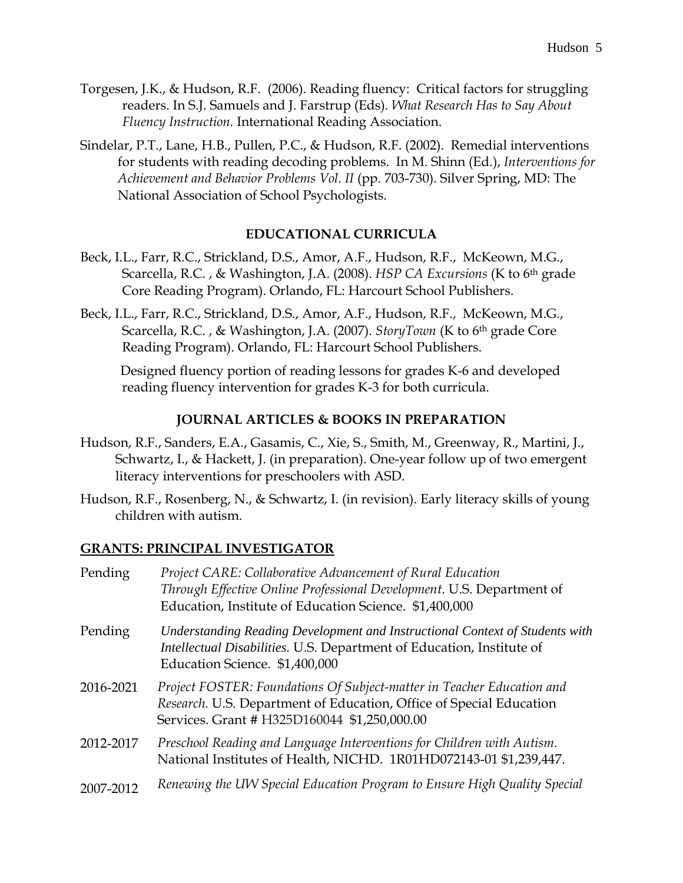Torgesen, J.K., & Hudson, R.F. (2006). Reading fluency: Critical factors for struggling readers. In S.J. Samuels and J. Farstrup (Eds). *What Research Has to Say About Fluency Instruction.* International Reading Association.

Sindelar, P.T., Lane, H.B., Pullen, P.C., & Hudson, R.F. (2002). Remedial interventions for students with reading decoding problems. In M. Shinn (Ed.), *Interventions for Achievement and Behavior Problems Vol. II* (pp. 703-730). Silver Spring, MD: The National Association of School Psychologists.

### EDUCATIONAL CURRICULA

Beck, I.L., Farr, R.C., Strickland, D.S., Amor, A.F., Hudson, R.F., McKeown, M.G., Scarcella, R.C. , & Washington, J.A. (2008). *HSP CA Excursions* (K to 6th grade Core Reading Program). Orlando, FL: Harcourt School Publishers.

Beck, I.L., Farr, R.C., Strickland, D.S., Amor, A.F., Hudson, R.F., McKeown, M.G., Scarcella, R.C. , & Washington, J.A. (2007). *StoryTown* (K to 6th grade Core Reading Program). Orlando, FL: Harcourt School Publishers.

Designed fluency portion of reading lessons for grades K-6 and developed reading fluency intervention for grades K-3 for both curricula.

### JOURNAL ARTICLES & BOOKS IN PREPARATION

Hudson, R.F., Sanders, E.A., Gasamis, C., Xie, S., Smith, M., Greenway, R., Martini, J., Schwartz, I., & Hackett, J. (in preparation). One-year follow up of two emergent literacy interventions for preschoolers with ASD.

Hudson, R.F., Rosenberg, N., & Schwartz, I. (in revision). Early literacy skills of young children with autism.

## GRANTS: PRINCIPAL INVESTIGATOR

Pending — *Project CARE: Collaborative Advancement of Rural Education Through Effective Online Professional Development*. U.S. Department of Education, Institute of Education Science. $1,400,000

Pending — *Understanding Reading Development and Instructional Context of Students with Intellectual Disabilities.* U.S. Department of Education, Institute of Education Science. $1,400,000

2016-2021 — *Project FOSTER: Foundations Of Subject-matter in Teacher Education and Research.* U.S. Department of Education, Office of Special Education Services. Grant # H325D160044 $1,250,000.00

2012-2017 — *Preschool Reading and Language Interventions for Children with Autism.* National Institutes of Health, NICHD. 1R01HD072143-01 $1,239,447.

2007-2012 — *Renewing the UW Special Education Program to Ensure High Quality Special*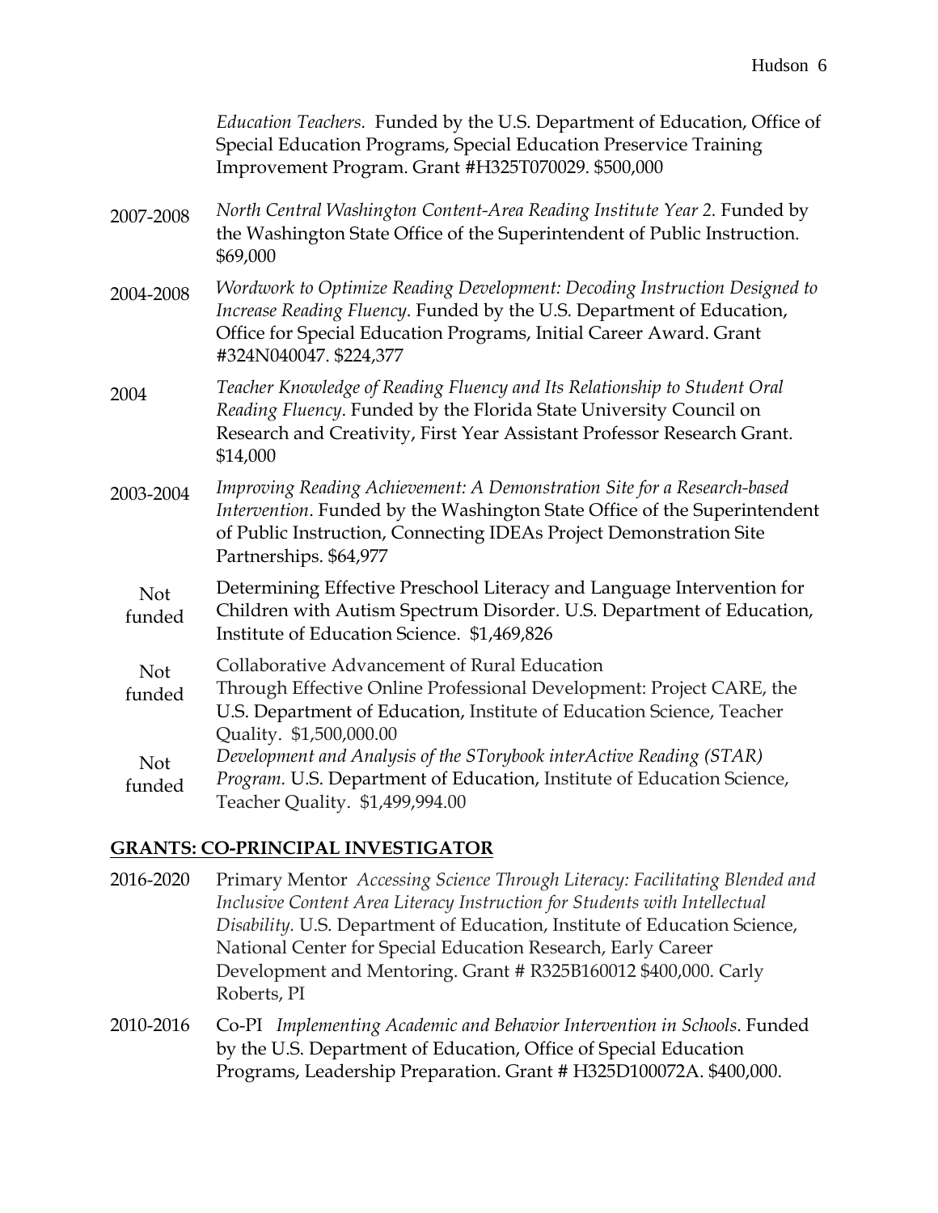*Education Teachers.* Funded by the U.S. Department of Education, Office of Special Education Programs, Special Education Preservice Training Improvement Program. Grant #H325T070029. $500,000

2007-2008 *North Central Washington Content-Area Reading Institute Year 2.* Funded by the Washington State Office of the Superintendent of Public Instruction. $69,000

2004-2008 *Wordwork to Optimize Reading Development: Decoding Instruction Designed to Increase Reading Fluency*. Funded by the U.S. Department of Education, Office for Special Education Programs, Initial Career Award. Grant #324N040047. $224,377

2004 *Teacher Knowledge of Reading Fluency and Its Relationship to Student Oral Reading Fluency*. Funded by the Florida State University Council on Research and Creativity, First Year Assistant Professor Research Grant. $14,000

2003-2004 *Improving Reading Achievement: A Demonstration Site for a Research-based Intervention*. Funded by the Washington State Office of the Superintendent of Public Instruction, Connecting IDEAs Project Demonstration Site Partnerships. $64,977

Not funded Determining Effective Preschool Literacy and Language Intervention for Children with Autism Spectrum Disorder. U.S. Department of Education, Institute of Education Science. $1,469,826

Not funded Collaborative Advancement of Rural Education Through Effective Online Professional Development: Project CARE, the U.S. Department of Education, Institute of Education Science, Teacher Quality. $1,500,000.00

Not funded *Development and Analysis of the STorybook interActive Reading (STAR) Program.* U.S. Department of Education, Institute of Education Science, Teacher Quality. $1,499,994.00

## GRANTS: CO-PRINCIPAL INVESTIGATOR

2016-2020 Primary Mentor *Accessing Science Through Literacy: Facilitating Blended and Inclusive Content Area Literacy Instruction for Students with Intellectual Disability.* U.S. Department of Education, Institute of Education Science, National Center for Special Education Research, Early Career Development and Mentoring. Grant # R325B160012 $400,000. Carly Roberts, PI

2010-2016 Co-PI *Implementing Academic and Behavior Intervention in Schools*. Funded by the U.S. Department of Education, Office of Special Education Programs, Leadership Preparation. Grant # H325D100072A. $400,000.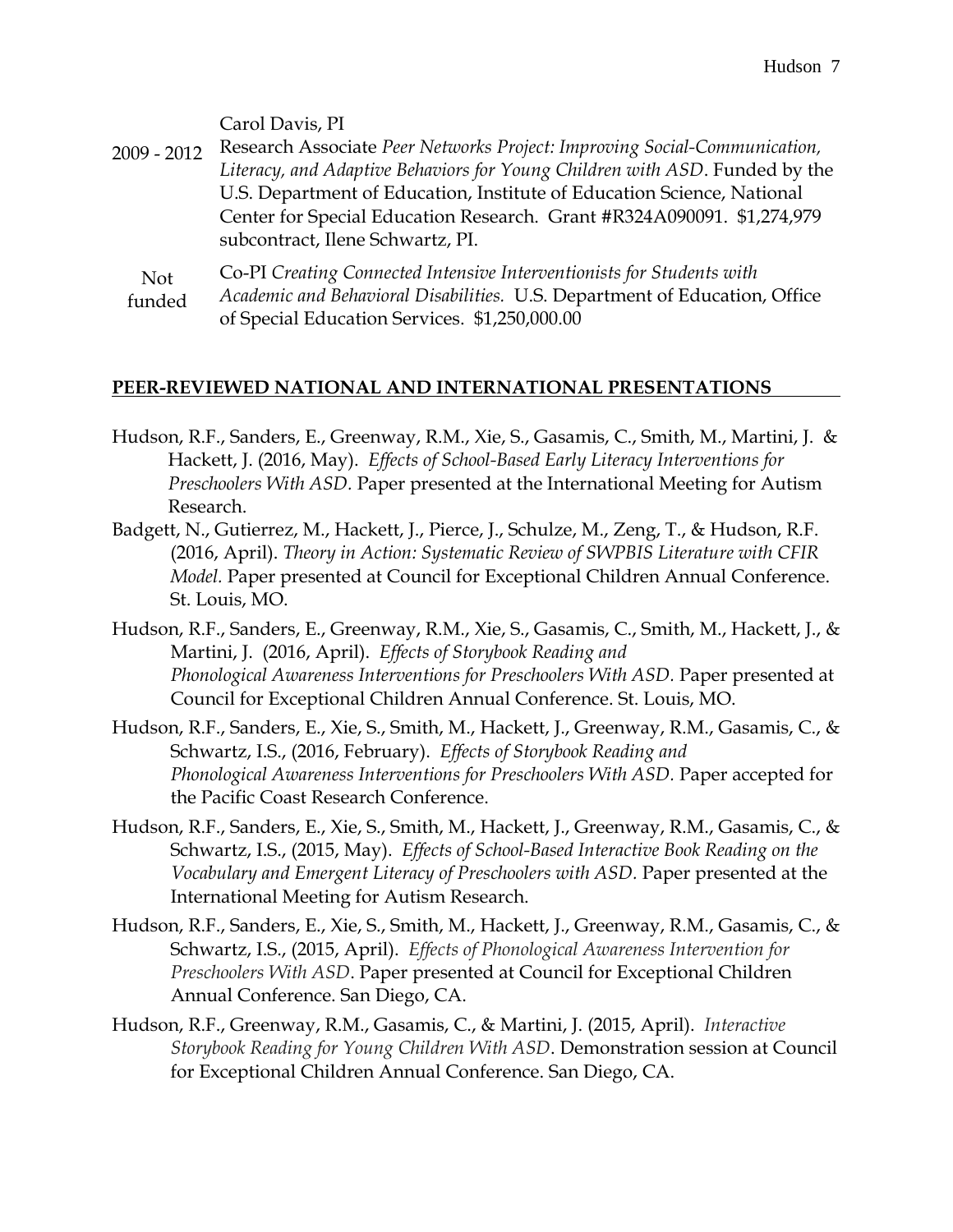Carol Davis, PI

2009 - 2012 Research Associate *Peer Networks Project: Improving Social-Communication, Literacy, and Adaptive Behaviors for Young Children with ASD*. Funded by the U.S. Department of Education, Institute of Education Science, National Center for Special Education Research. Grant #R324A090091. $1,274,979 subcontract, Ilene Schwartz, PI.

Not funded Co-PI *Creating Connected Intensive Interventionists for Students with Academic and Behavioral Disabilities.* U.S. Department of Education, Office of Special Education Services. $1,250,000.00

## PEER-REVIEWED NATIONAL AND INTERNATIONAL PRESENTATIONS

Hudson, R.F., Sanders, E., Greenway, R.M., Xie, S., Gasamis, C., Smith, M., Martini, J. & Hackett, J. (2016, May). *Effects of School-Based Early Literacy Interventions for Preschoolers With ASD.* Paper presented at the International Meeting for Autism Research.

Badgett, N., Gutierrez, M., Hackett, J., Pierce, J., Schulze, M., Zeng, T., & Hudson, R.F. (2016, April). *Theory in Action: Systematic Review of SWPBIS Literature with CFIR Model.* Paper presented at Council for Exceptional Children Annual Conference. St. Louis, MO.

Hudson, R.F., Sanders, E., Greenway, R.M., Xie, S., Gasamis, C., Smith, M., Hackett, J., & Martini, J. (2016, April). *Effects of Storybook Reading and Phonological Awareness Interventions for Preschoolers With ASD.* Paper presented at Council for Exceptional Children Annual Conference. St. Louis, MO.

Hudson, R.F., Sanders, E., Xie, S., Smith, M., Hackett, J., Greenway, R.M., Gasamis, C., & Schwartz, I.S., (2016, February). *Effects of Storybook Reading and Phonological Awareness Interventions for Preschoolers With ASD.* Paper accepted for the Pacific Coast Research Conference.

Hudson, R.F., Sanders, E., Xie, S., Smith, M., Hackett, J., Greenway, R.M., Gasamis, C., & Schwartz, I.S., (2015, May). *Effects of School-Based Interactive Book Reading on the Vocabulary and Emergent Literacy of Preschoolers with ASD.* Paper presented at the International Meeting for Autism Research.

Hudson, R.F., Sanders, E., Xie, S., Smith, M., Hackett, J., Greenway, R.M., Gasamis, C., & Schwartz, I.S., (2015, April). *Effects of Phonological Awareness Intervention for Preschoolers With ASD*. Paper presented at Council for Exceptional Children Annual Conference. San Diego, CA.

Hudson, R.F., Greenway, R.M., Gasamis, C., & Martini, J. (2015, April). *Interactive Storybook Reading for Young Children With ASD*. Demonstration session at Council for Exceptional Children Annual Conference. San Diego, CA.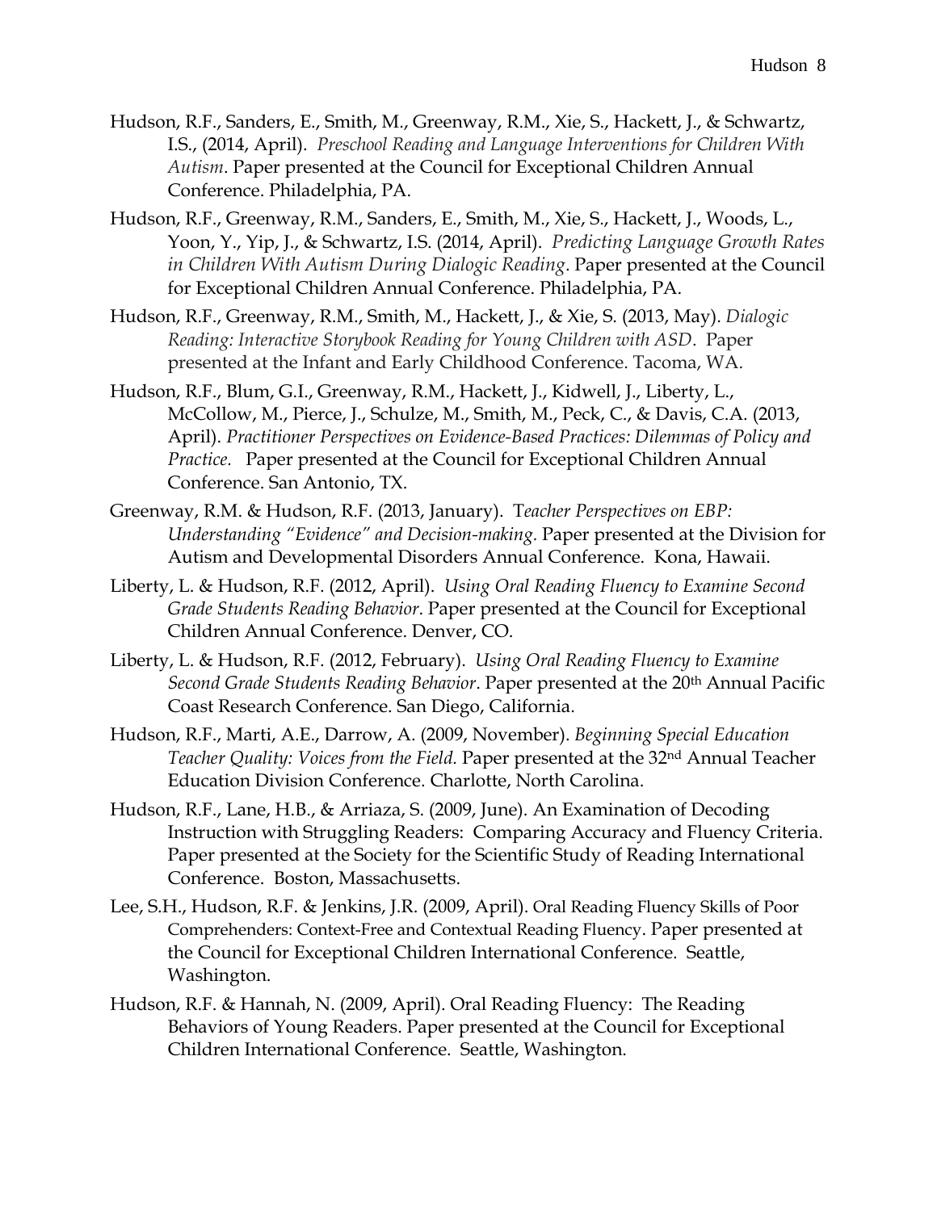Hudson, R.F., Sanders, E., Smith, M., Greenway, R.M., Xie, S., Hackett, J., & Schwartz, I.S., (2014, April). *Preschool Reading and Language Interventions for Children With Autism*. Paper presented at the Council for Exceptional Children Annual Conference. Philadelphia, PA.

Hudson, R.F., Greenway, R.M., Sanders, E., Smith, M., Xie, S., Hackett, J., Woods, L., Yoon, Y., Yip, J., & Schwartz, I.S. (2014, April). *Predicting Language Growth Rates in Children With Autism During Dialogic Reading*. Paper presented at the Council for Exceptional Children Annual Conference. Philadelphia, PA.

Hudson, R.F., Greenway, R.M., Smith, M., Hackett, J., & Xie, S. (2013, May). *Dialogic Reading: Interactive Storybook Reading for Young Children with ASD*. Paper presented at the Infant and Early Childhood Conference. Tacoma, WA.

Hudson, R.F., Blum, G.I., Greenway, R.M., Hackett, J., Kidwell, J., Liberty, L., McCollow, M., Pierce, J., Schulze, M., Smith, M., Peck, C., & Davis, C.A. (2013, April). *Practitioner Perspectives on Evidence-Based Practices: Dilemmas of Policy and Practice.* Paper presented at the Council for Exceptional Children Annual Conference. San Antonio, TX.

Greenway, R.M. & Hudson, R.F. (2013, January). T*eacher Perspectives on EBP: Understanding "Evidence" and Decision-making.* Paper presented at the Division for Autism and Developmental Disorders Annual Conference. Kona, Hawaii.

Liberty, L. & Hudson, R.F. (2012, April). *Using Oral Reading Fluency to Examine Second Grade Students Reading Behavior*. Paper presented at the Council for Exceptional Children Annual Conference. Denver, CO.

Liberty, L. & Hudson, R.F. (2012, February). *Using Oral Reading Fluency to Examine Second Grade Students Reading Behavior*. Paper presented at the 20th Annual Pacific Coast Research Conference. San Diego, California.

Hudson, R.F., Marti, A.E., Darrow, A. (2009, November). *Beginning Special Education Teacher Quality: Voices from the Field.* Paper presented at the 32nd Annual Teacher Education Division Conference. Charlotte, North Carolina.

Hudson, R.F., Lane, H.B., & Arriaza, S. (2009, June). An Examination of Decoding Instruction with Struggling Readers: Comparing Accuracy and Fluency Criteria. Paper presented at the Society for the Scientific Study of Reading International Conference. Boston, Massachusetts.

Lee, S.H., Hudson, R.F. & Jenkins, J.R. (2009, April). Oral Reading Fluency Skills of Poor Comprehenders: Context-Free and Contextual Reading Fluency. Paper presented at the Council for Exceptional Children International Conference. Seattle, Washington.

Hudson, R.F. & Hannah, N. (2009, April). Oral Reading Fluency: The Reading Behaviors of Young Readers. Paper presented at the Council for Exceptional Children International Conference. Seattle, Washington.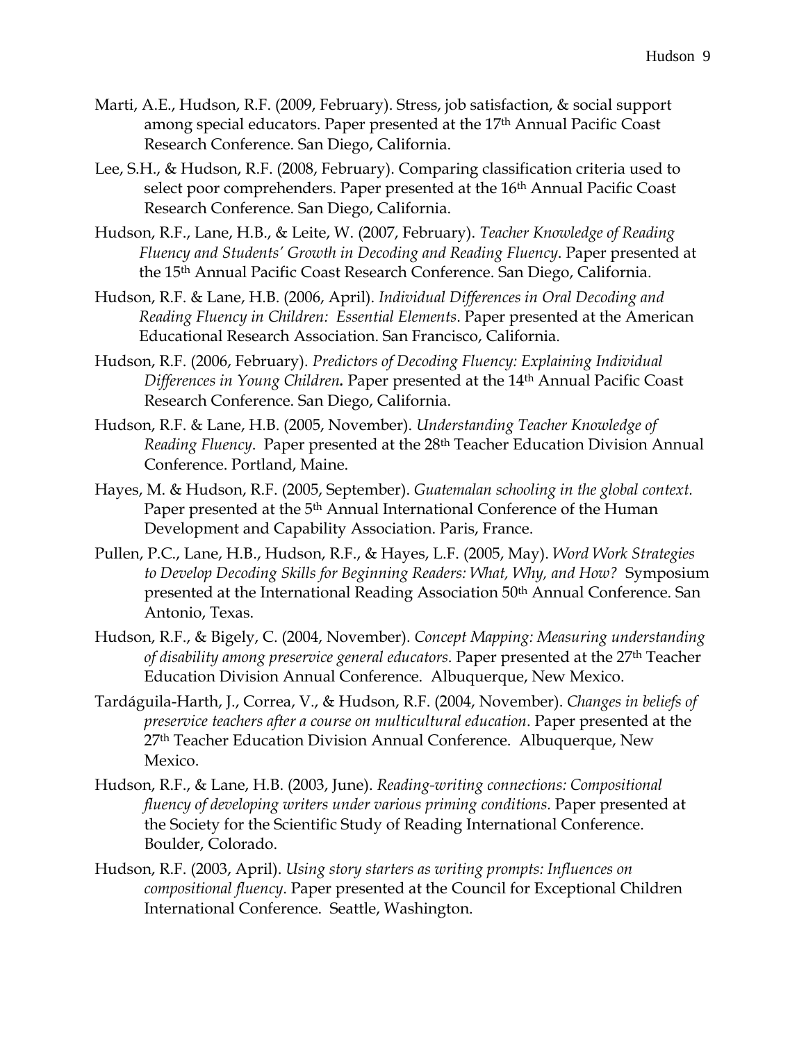Marti, A.E., Hudson, R.F. (2009, February). Stress, job satisfaction, & social support among special educators. Paper presented at the 17th Annual Pacific Coast Research Conference. San Diego, California.

Lee, S.H., & Hudson, R.F. (2008, February). Comparing classification criteria used to select poor comprehenders. Paper presented at the 16th Annual Pacific Coast Research Conference. San Diego, California.

Hudson, R.F., Lane, H.B., & Leite, W. (2007, February). *Teacher Knowledge of Reading Fluency and Students' Growth in Decoding and Reading Fluency*. Paper presented at the 15th Annual Pacific Coast Research Conference. San Diego, California.

Hudson, R.F. & Lane, H.B. (2006, April). *Individual Differences in Oral Decoding and Reading Fluency in Children: Essential Elements*. Paper presented at the American Educational Research Association. San Francisco, California.

Hudson, R.F. (2006, February). *Predictors of Decoding Fluency: Explaining Individual Differences in Young Children***.** Paper presented at the 14th Annual Pacific Coast Research Conference. San Diego, California.

Hudson, R.F. & Lane, H.B. (2005, November). *Understanding Teacher Knowledge of Reading Fluency*. Paper presented at the 28th Teacher Education Division Annual Conference. Portland, Maine.

Hayes, M. & Hudson, R.F. (2005, September). *Guatemalan schooling in the global context.* Paper presented at the 5th Annual International Conference of the Human Development and Capability Association. Paris, France.

Pullen, P.C., Lane, H.B., Hudson, R.F., & Hayes, L.F. (2005, May). *Word Work Strategies to Develop Decoding Skills for Beginning Readers: What, Why, and How?* Symposium presented at the International Reading Association 50th Annual Conference. San Antonio, Texas.

Hudson, R.F., & Bigely, C. (2004, November). *Concept Mapping: Measuring understanding of disability among preservice general educators*. Paper presented at the 27th Teacher Education Division Annual Conference. Albuquerque, New Mexico.

Tardáguila-Harth, J., Correa, V., & Hudson, R.F. (2004, November). *Changes in beliefs of preservice teachers after a course on multicultural education*. Paper presented at the 27th Teacher Education Division Annual Conference. Albuquerque, New Mexico.

Hudson, R.F., & Lane, H.B. (2003, June). *Reading-writing connections: Compositional fluency of developing writers under various priming conditions.* Paper presented at the Society for the Scientific Study of Reading International Conference. Boulder, Colorado.

Hudson, R.F. (2003, April). *Using story starters as writing prompts: Influences on compositional fluency*. Paper presented at the Council for Exceptional Children International Conference. Seattle, Washington.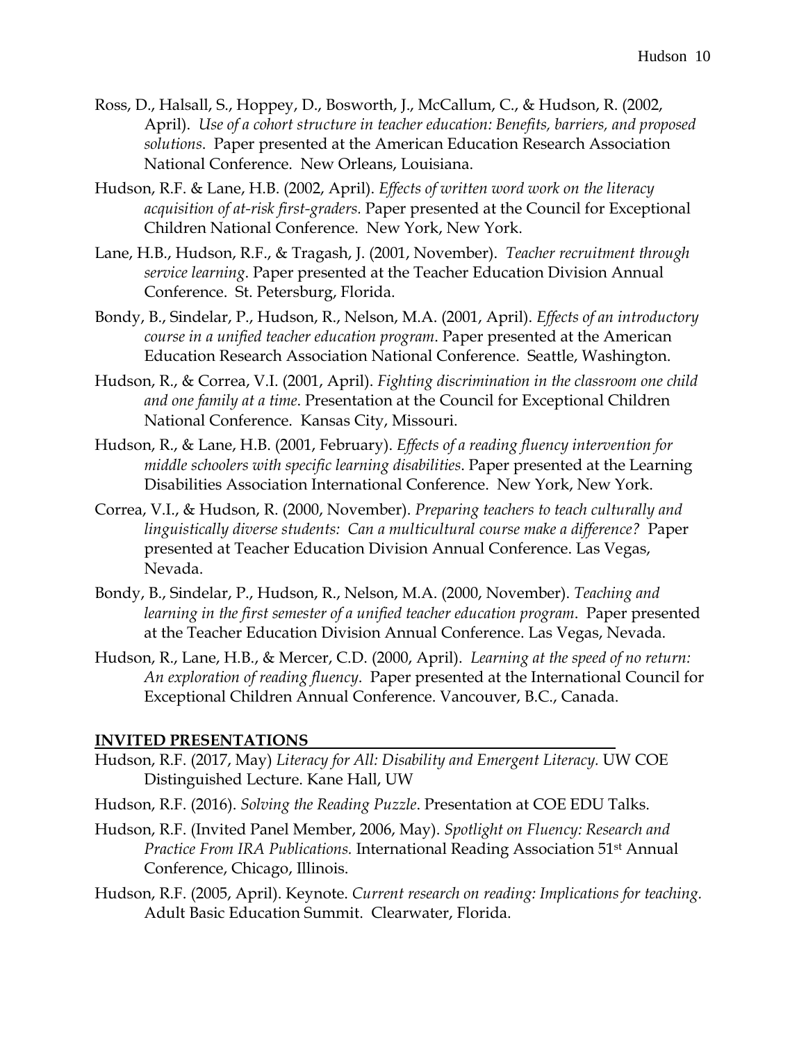Ross, D., Halsall, S., Hoppey, D., Bosworth, J., McCallum, C., & Hudson, R. (2002, April). *Use of a cohort structure in teacher education: Benefits, barriers, and proposed solutions*. Paper presented at the American Education Research Association National Conference. New Orleans, Louisiana.

Hudson, R.F. & Lane, H.B. (2002, April). *Effects of written word work on the literacy acquisition of at-risk first-graders.* Paper presented at the Council for Exceptional Children National Conference. New York, New York.

Lane, H.B., Hudson, R.F., & Tragash, J. (2001, November). *Teacher recruitment through service learning*. Paper presented at the Teacher Education Division Annual Conference. St. Petersburg, Florida.

Bondy, B., Sindelar, P., Hudson, R., Nelson, M.A. (2001, April). *Effects of an introductory course in a unified teacher education program*. Paper presented at the American Education Research Association National Conference. Seattle, Washington.

Hudson, R., & Correa, V.I. (2001, April). *Fighting discrimination in the classroom one child and one family at a time*. Presentation at the Council for Exceptional Children National Conference. Kansas City, Missouri.

Hudson, R., & Lane, H.B. (2001, February). *Effects of a reading fluency intervention for middle schoolers with specific learning disabilities*. Paper presented at the Learning Disabilities Association International Conference. New York, New York.

Correa, V.I., & Hudson, R. (2000, November). *Preparing teachers to teach culturally and linguistically diverse students: Can a multicultural course make a difference?* Paper presented at Teacher Education Division Annual Conference. Las Vegas, Nevada.

Bondy, B., Sindelar, P., Hudson, R., Nelson, M.A. (2000, November). *Teaching and learning in the first semester of a unified teacher education program*. Paper presented at the Teacher Education Division Annual Conference. Las Vegas, Nevada.

Hudson, R., Lane, H.B., & Mercer, C.D. (2000, April). *Learning at the speed of no return: An exploration of reading fluency*. Paper presented at the International Council for Exceptional Children Annual Conference. Vancouver, B.C., Canada.

## INVITED PRESENTATIONS

Hudson, R.F. (2017, May) *Literacy for All: Disability and Emergent Literacy.* UW COE Distinguished Lecture. Kane Hall, UW

Hudson, R.F. (2016). *Solving the Reading Puzzle*. Presentation at COE EDU Talks.

Hudson, R.F. (Invited Panel Member, 2006, May). *Spotlight on Fluency: Research and Practice From IRA Publications.* International Reading Association 51st Annual Conference, Chicago, Illinois.

Hudson, R.F. (2005, April). Keynote. *Current research on reading: Implications for teaching.* Adult Basic Education Summit. Clearwater, Florida.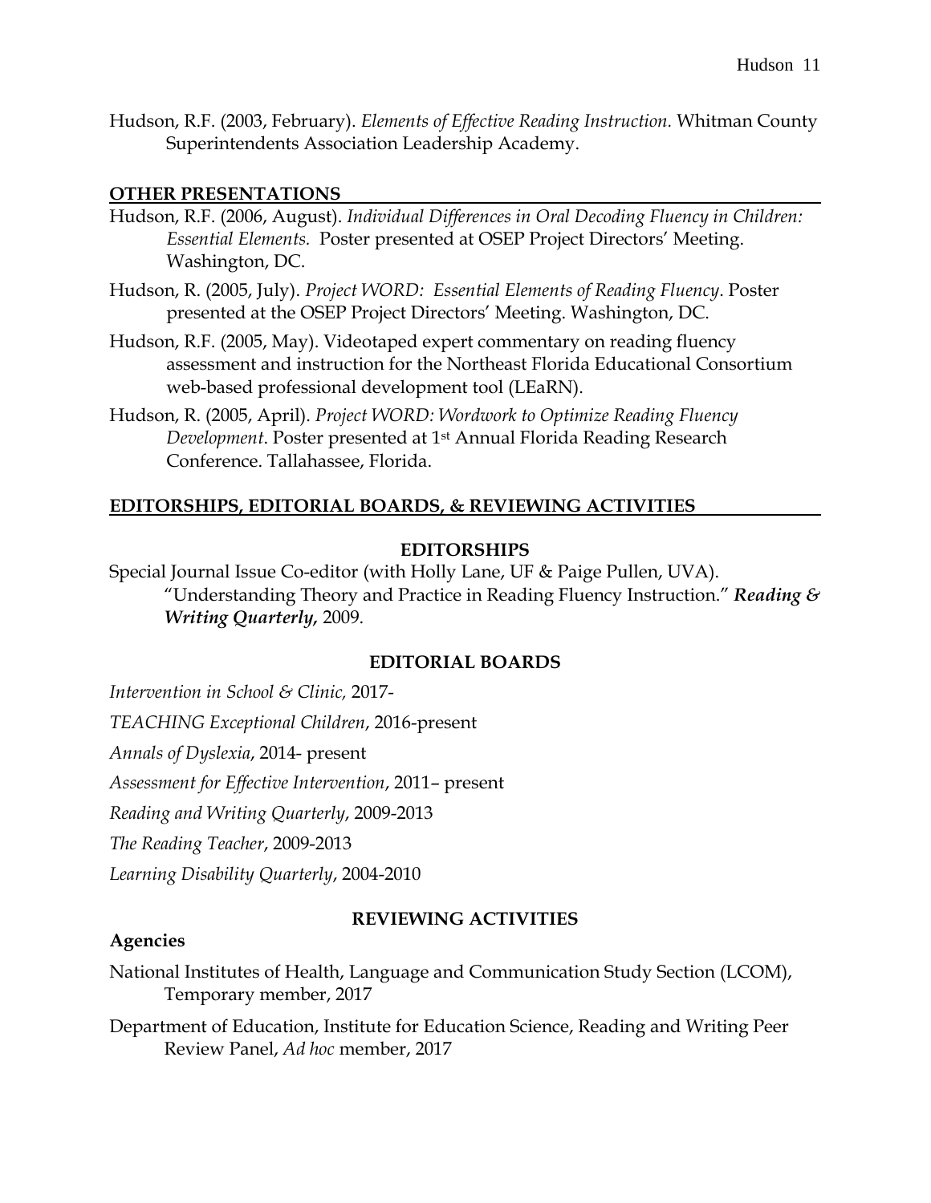Hudson, R.F. (2003, February). *Elements of Effective Reading Instruction.* Whitman County Superintendents Association Leadership Academy.

## OTHER PRESENTATIONS

Hudson, R.F. (2006, August). *Individual Differences in Oral Decoding Fluency in Children: Essential Elements.* Poster presented at OSEP Project Directors' Meeting. Washington, DC.

Hudson, R. (2005, July). *Project WORD: Essential Elements of Reading Fluency*. Poster presented at the OSEP Project Directors' Meeting. Washington, DC.

Hudson, R.F. (2005, May). Videotaped expert commentary on reading fluency assessment and instruction for the Northeast Florida Educational Consortium web-based professional development tool (LEaRN).

Hudson, R. (2005, April). *Project WORD: Wordwork to Optimize Reading Fluency Development*. Poster presented at 1st Annual Florida Reading Research Conference. Tallahassee, Florida.

## EDITORSHIPS, EDITORIAL BOARDS, & REVIEWING ACTIVITIES

### EDITORSHIPS

Special Journal Issue Co-editor (with Holly Lane, UF & Paige Pullen, UVA). "Understanding Theory and Practice in Reading Fluency Instruction." ***Reading & Writing Quarterly,*** 2009.

### EDITORIAL BOARDS

*Intervention in School & Clinic,* 2017-

*TEACHING Exceptional Children*, 2016-present

*Annals of Dyslexia*, 2014- present

*Assessment for Effective Intervention*, 2011– present

*Reading and Writing Quarterly*, 2009-2013

*The Reading Teacher*, 2009-2013

*Learning Disability Quarterly*, 2004-2010

### REVIEWING ACTIVITIES

**Agencies**

National Institutes of Health, Language and Communication Study Section (LCOM), Temporary member, 2017

Department of Education, Institute for Education Science, Reading and Writing Peer Review Panel, *Ad hoc* member, 2017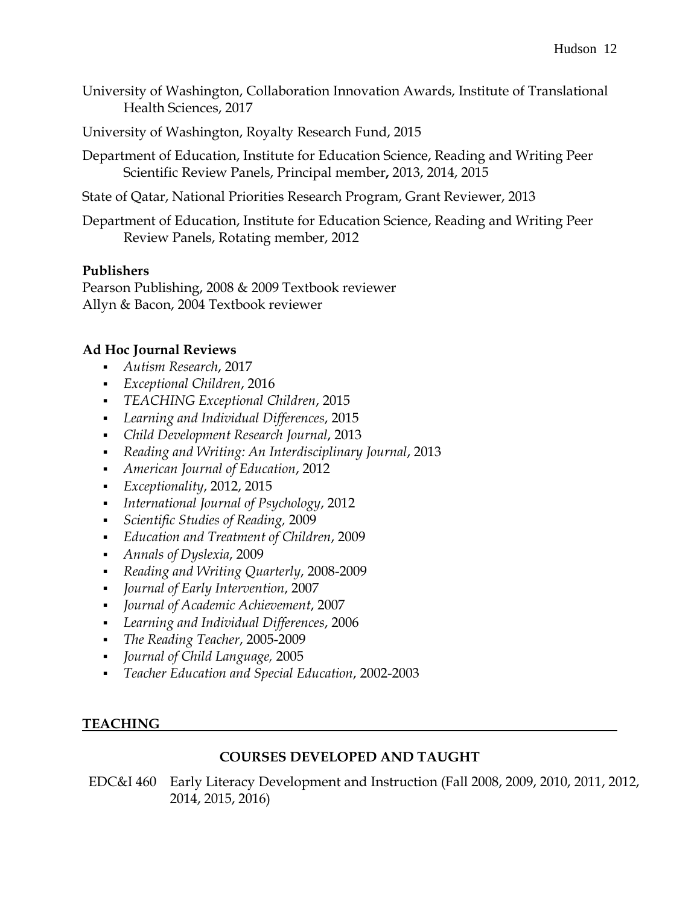University of Washington, Collaboration Innovation Awards, Institute of Translational Health Sciences, 2017

University of Washington, Royalty Research Fund, 2015

Department of Education, Institute for Education Science, Reading and Writing Peer Scientific Review Panels, Principal member**,** 2013, 2014, 2015

State of Qatar, National Priorities Research Program, Grant Reviewer, 2013

Department of Education, Institute for Education Science, Reading and Writing Peer Review Panels, Rotating member, 2012

**Publishers**

Pearson Publishing, 2008 & 2009 Textbook reviewer
Allyn & Bacon, 2004 Textbook reviewer

**Ad Hoc Journal Reviews**

- *Autism Research*, 2017
- *Exceptional Children*, 2016
- *TEACHING Exceptional Children*, 2015
- *Learning and Individual Differences*, 2015
- *Child Development Research Journal*, 2013
- *Reading and Writing: An Interdisciplinary Journal*, 2013
- *American Journal of Education*, 2012
- *Exceptionality*, 2012, 2015
- *International Journal of Psychology*, 2012
- *Scientific Studies of Reading,* 2009
- *Education and Treatment of Children*, 2009
- *Annals of Dyslexia*, 2009
- *Reading and Writing Quarterly*, 2008-2009
- *Journal of Early Intervention*, 2007
- *Journal of Academic Achievement*, 2007
- *Learning and Individual Differences*, 2006
- *The Reading Teacher*, 2005-2009
- *Journal of Child Language,* 2005
- *Teacher Education and Special Education*, 2002-2003

## TEACHING

### COURSES DEVELOPED AND TAUGHT

EDC&I 460 Early Literacy Development and Instruction (Fall 2008, 2009, 2010, 2011, 2012, 2014, 2015, 2016)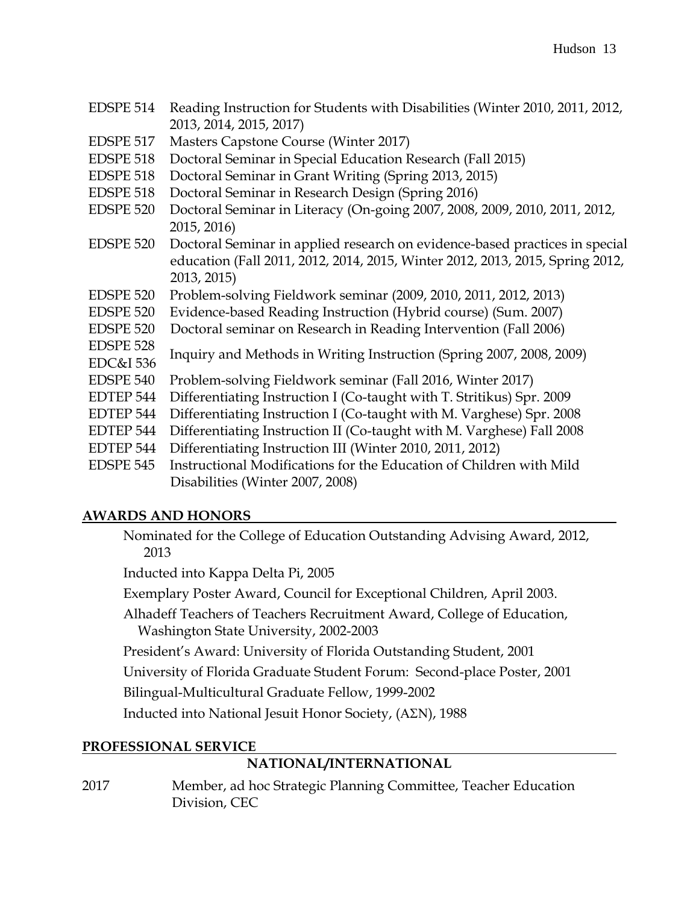| | |
|---|---|
| EDSPE 514 | Reading Instruction for Students with Disabilities (Winter 2010, 2011, 2012, 2013, 2014, 2015, 2017) |
| EDSPE 517 | Masters Capstone Course (Winter 2017) |
| EDSPE 518 | Doctoral Seminar in Special Education Research (Fall 2015) |
| EDSPE 518 | Doctoral Seminar in Grant Writing (Spring 2013, 2015) |
| EDSPE 518 | Doctoral Seminar in Research Design (Spring 2016) |
| EDSPE 520 | Doctoral Seminar in Literacy (On-going 2007, 2008, 2009, 2010, 2011, 2012, 2015, 2016) |
| EDSPE 520 | Doctoral Seminar in applied research on evidence-based practices in special education (Fall 2011, 2012, 2014, 2015, Winter 2012, 2013, 2015, Spring 2012, 2013, 2015) |
| EDSPE 520 | Problem-solving Fieldwork seminar (2009, 2010, 2011, 2012, 2013) |
| EDSPE 520 | Evidence-based Reading Instruction (Hybrid course) (Sum. 2007) |
| EDSPE 520 | Doctoral seminar on Research in Reading Intervention (Fall 2006) |
| EDSPE 528 EDC&I 536 | Inquiry and Methods in Writing Instruction (Spring 2007, 2008, 2009) |
| EDSPE 540 | Problem-solving Fieldwork seminar (Fall 2016, Winter 2017) |
| EDTEP 544 | Differentiating Instruction I (Co-taught with T. Stritikus) Spr. 2009 |
| EDTEP 544 | Differentiating Instruction I (Co-taught with M. Varghese) Spr. 2008 |
| EDTEP 544 | Differentiating Instruction II (Co-taught with M. Varghese) Fall 2008 |
| EDTEP 544 | Differentiating Instruction III (Winter 2010, 2011, 2012) |
| EDSPE 545 | Instructional Modifications for the Education of Children with Mild Disabilities (Winter 2007, 2008) |

## AWARDS AND HONORS

Nominated for the College of Education Outstanding Advising Award, 2012, 2013

Inducted into Kappa Delta Pi, 2005

Exemplary Poster Award, Council for Exceptional Children, April 2003.

Alhadeff Teachers of Teachers Recruitment Award, College of Education, Washington State University, 2002-2003

President's Award: University of Florida Outstanding Student, 2001

University of Florida Graduate Student Forum: Second-place Poster, 2001

Bilingual-Multicultural Graduate Fellow, 1999-2002

Inducted into National Jesuit Honor Society, (ΑΣΝ), 1988

## PROFESSIONAL SERVICE

### NATIONAL/INTERNATIONAL

2017 Member, ad hoc Strategic Planning Committee, Teacher Education Division, CEC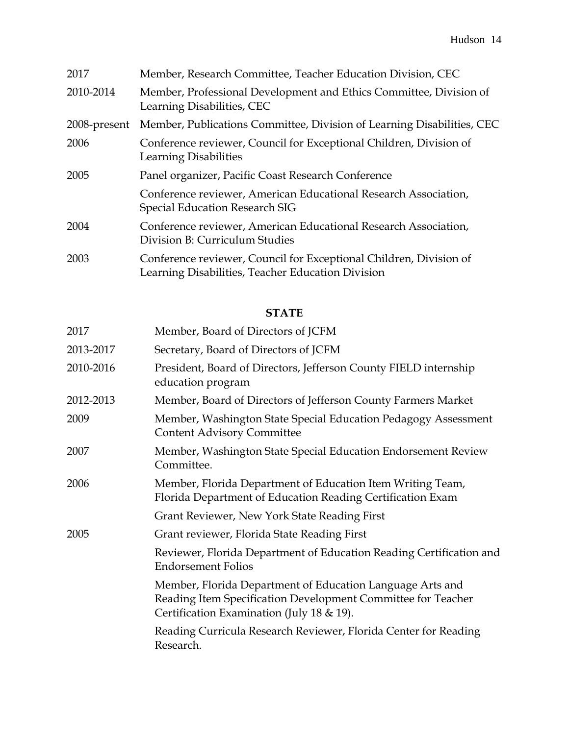2017 Member, Research Committee, Teacher Education Division, CEC

2010-2014 Member, Professional Development and Ethics Committee, Division of Learning Disabilities, CEC

2008-present Member, Publications Committee, Division of Learning Disabilities, CEC

2006 Conference reviewer, Council for Exceptional Children, Division of Learning Disabilities

2005 Panel organizer, Pacific Coast Research Conference

Conference reviewer, American Educational Research Association, Special Education Research SIG

2004 Conference reviewer, American Educational Research Association, Division B: Curriculum Studies

2003 Conference reviewer, Council for Exceptional Children, Division of Learning Disabilities, Teacher Education Division

**STATE**

2017 Member, Board of Directors of JCFM

2013-2017 Secretary, Board of Directors of JCFM

2010-2016 President, Board of Directors, Jefferson County FIELD internship education program

2012-2013 Member, Board of Directors of Jefferson County Farmers Market

2009 Member, Washington State Special Education Pedagogy Assessment Content Advisory Committee

2007 Member, Washington State Special Education Endorsement Review Committee.

2006 Member, Florida Department of Education Item Writing Team, Florida Department of Education Reading Certification Exam

Grant Reviewer, New York State Reading First

2005 Grant reviewer, Florida State Reading First

Reviewer, Florida Department of Education Reading Certification and Endorsement Folios

Member, Florida Department of Education Language Arts and Reading Item Specification Development Committee for Teacher Certification Examination (July 18 & 19).

Reading Curricula Research Reviewer, Florida Center for Reading Research.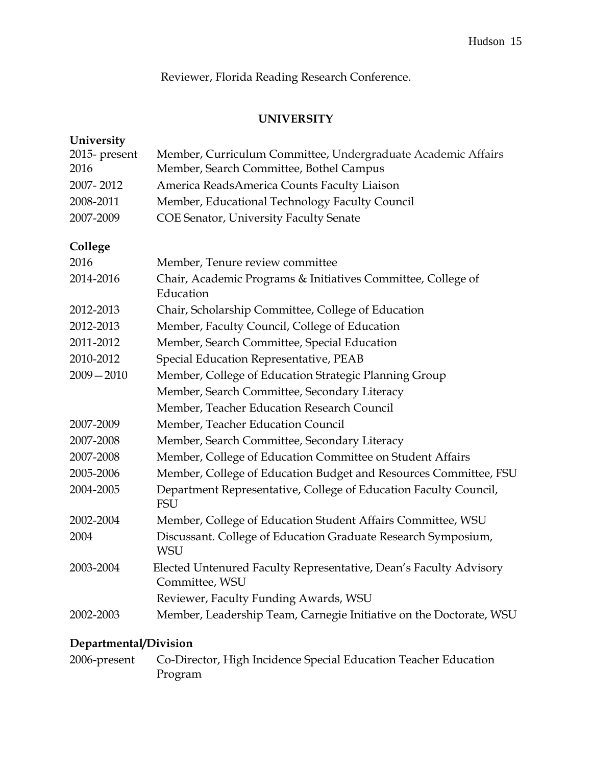Reviewer, Florida Reading Research Conference.

## UNIVERSITY

### University

| | |
|---|---|
| 2015- present | Member, Curriculum Committee, Undergraduate Academic Affairs |
| 2016 | Member, Search Committee, Bothel Campus |
| 2007- 2012 | America ReadsAmerica Counts Faculty Liaison |
| 2008-2011 | Member, Educational Technology Faculty Council |
| 2007-2009 | COE Senator, University Faculty Senate |

### College

| | |
|---|---|
| 2016 | Member, Tenure review committee |
| 2014-2016 | Chair, Academic Programs & Initiatives Committee, College of Education |
| 2012-2013 | Chair, Scholarship Committee, College of Education |
| 2012-2013 | Member, Faculty Council, College of Education |
| 2011-2012 | Member, Search Committee, Special Education |
| 2010-2012 | Special Education Representative, PEAB |
| 2009—2010 | Member, College of Education Strategic Planning Group |
| | Member, Search Committee, Secondary Literacy |
| | Member, Teacher Education Research Council |
| 2007-2009 | Member, Teacher Education Council |
| 2007-2008 | Member, Search Committee, Secondary Literacy |
| 2007-2008 | Member, College of Education Committee on Student Affairs |
| 2005-2006 | Member, College of Education Budget and Resources Committee, FSU |
| 2004-2005 | Department Representative, College of Education Faculty Council, FSU |
| 2002-2004 | Member, College of Education Student Affairs Committee, WSU |
| 2004 | Discussant. College of Education Graduate Research Symposium, WSU |
| 2003-2004 | Elected Untenured Faculty Representative, Dean's Faculty Advisory Committee, WSU |
| | Reviewer, Faculty Funding Awards, WSU |
| 2002-2003 | Member, Leadership Team, Carnegie Initiative on the Doctorate, WSU |

### Departmental/Division

| | |
|---|---|
| 2006-present | Co-Director, High Incidence Special Education Teacher Education Program |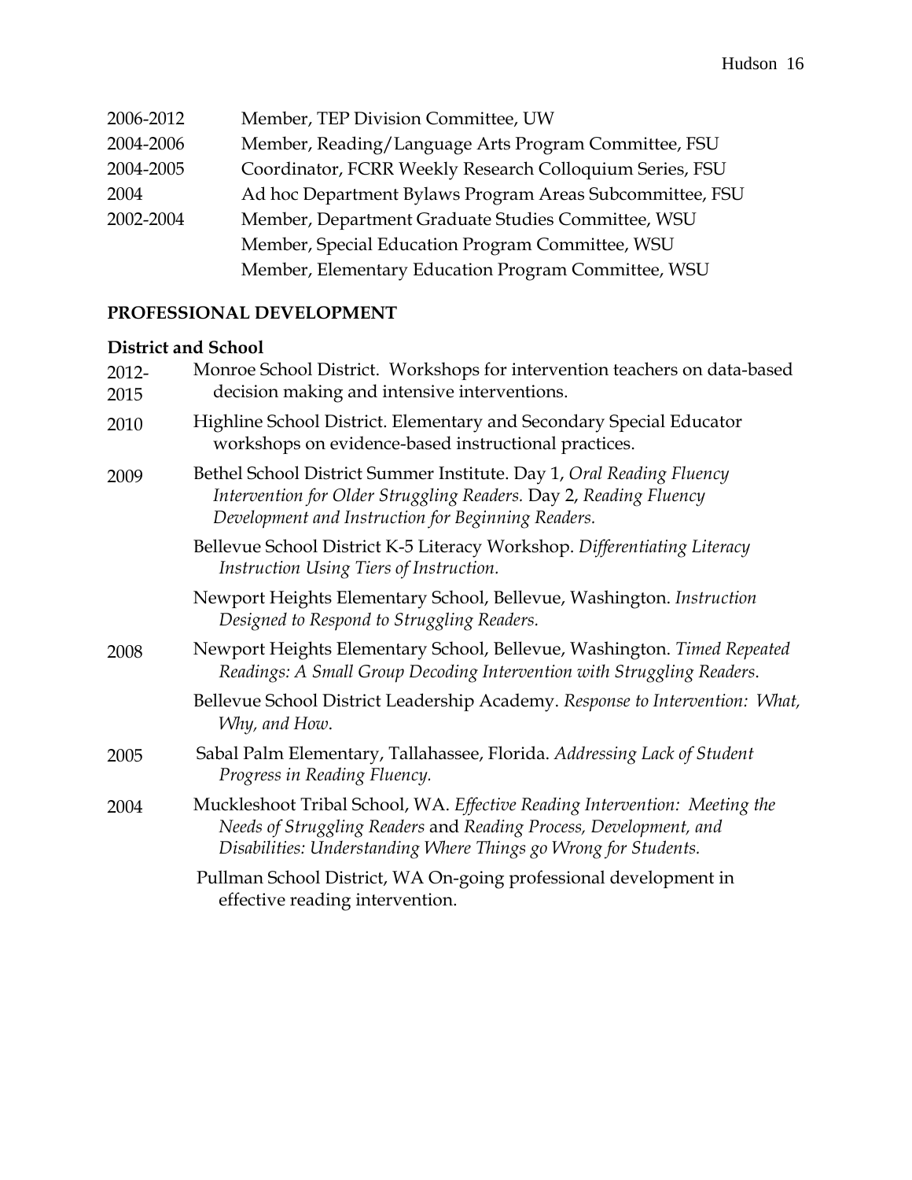| | |
|---|---|
| 2006-2012 | Member, TEP Division Committee, UW |
| 2004-2006 | Member, Reading/Language Arts Program Committee, FSU |
| 2004-2005 | Coordinator, FCRR Weekly Research Colloquium Series, FSU |
| 2004 | Ad hoc Department Bylaws Program Areas Subcommittee, FSU |
| 2002-2004 | Member, Department Graduate Studies Committee, WSU |
| | Member, Special Education Program Committee, WSU |
| | Member, Elementary Education Program Committee, WSU |

## PROFESSIONAL DEVELOPMENT

### District and School

2012-2015 Monroe School District. Workshops for intervention teachers on data-based decision making and intensive interventions.

2010 Highline School District. Elementary and Secondary Special Educator workshops on evidence-based instructional practices.

2009 Bethel School District Summer Institute. Day 1, *Oral Reading Fluency Intervention for Older Struggling Readers.* Day 2, *Reading Fluency Development and Instruction for Beginning Readers.*

Bellevue School District K-5 Literacy Workshop. *Differentiating Literacy Instruction Using Tiers of Instruction.*

Newport Heights Elementary School, Bellevue, Washington. *Instruction Designed to Respond to Struggling Readers.*

2008 Newport Heights Elementary School, Bellevue, Washington. *Timed Repeated Readings: A Small Group Decoding Intervention with Struggling Readers*.

Bellevue School District Leadership Academy. *Response to Intervention: What, Why, and How*.

2005 Sabal Palm Elementary, Tallahassee, Florida. *Addressing Lack of Student Progress in Reading Fluency.*

2004 Muckleshoot Tribal School, WA. *Effective Reading Intervention: Meeting the Needs of Struggling Readers* and *Reading Process, Development, and Disabilities: Understanding Where Things go Wrong for Students.*

Pullman School District, WA On-going professional development in effective reading intervention.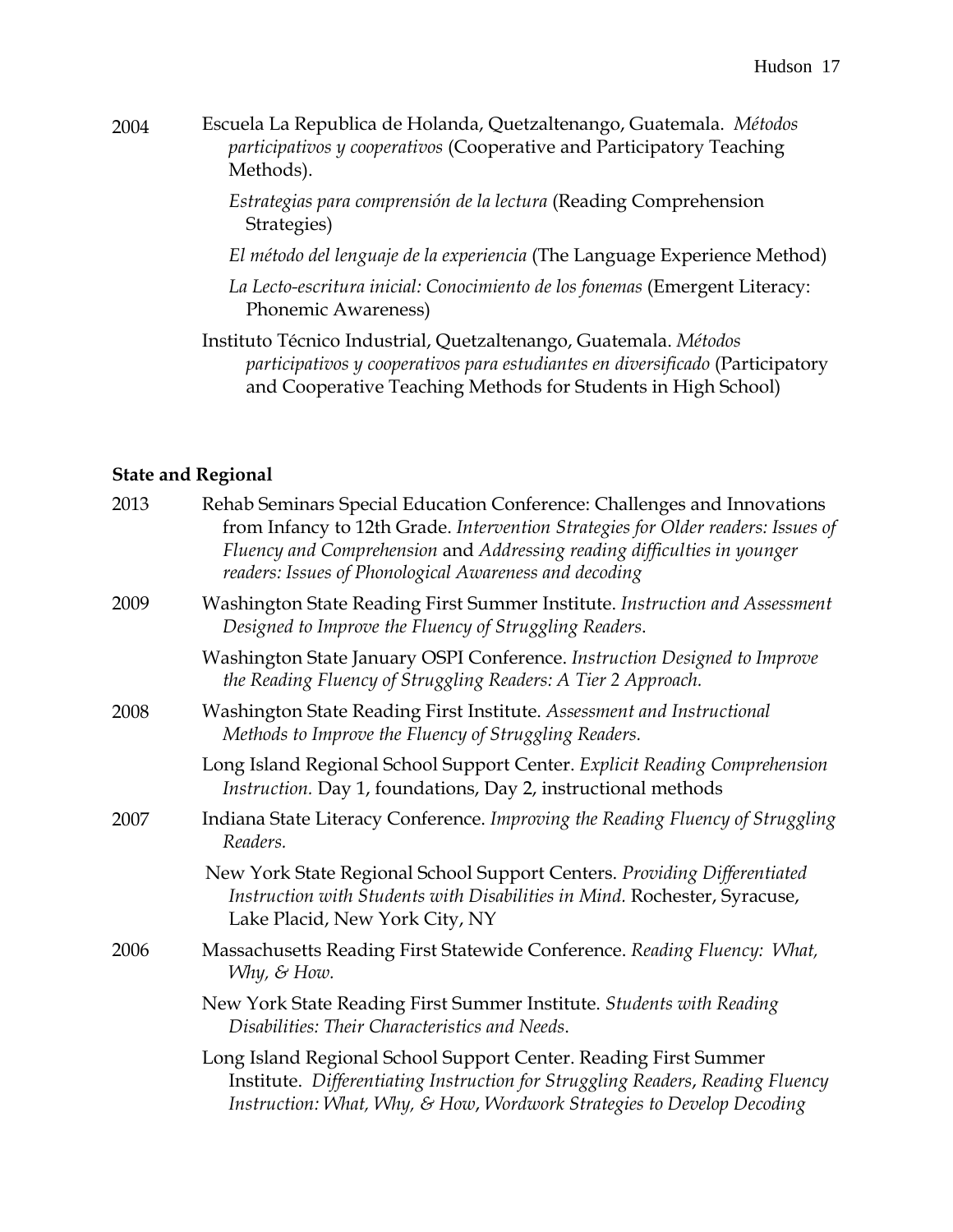2004 Escuela La Republica de Holanda, Quetzaltenango, Guatemala. *Métodos participativos y cooperativos* (Cooperative and Participatory Teaching Methods).

*Estrategias para comprensión de la lectura* (Reading Comprehension Strategies)

*El método del lenguaje de la experiencia* (The Language Experience Method)

*La Lecto-escritura inicial: Conocimiento de los fonemas* (Emergent Literacy: Phonemic Awareness)

Instituto Técnico Industrial, Quetzaltenango, Guatemala. *Métodos participativos y cooperativos para estudiantes en diversificado* (Participatory and Cooperative Teaching Methods for Students in High School)

**State and Regional**

2013 Rehab Seminars Special Education Conference: Challenges and Innovations from Infancy to 12th Grade. *Intervention Strategies for Older readers: Issues of Fluency and Comprehension* and *Addressing reading difficulties in younger readers: Issues of Phonological Awareness and decoding*

2009 Washington State Reading First Summer Institute. *Instruction and Assessment Designed to Improve the Fluency of Struggling Readers*.

Washington State January OSPI Conference. *Instruction Designed to Improve the Reading Fluency of Struggling Readers: A Tier 2 Approach.*

2008 Washington State Reading First Institute. *Assessment and Instructional Methods to Improve the Fluency of Struggling Readers.*

Long Island Regional School Support Center. *Explicit Reading Comprehension Instruction.* Day 1, foundations, Day 2, instructional methods

2007 Indiana State Literacy Conference. *Improving the Reading Fluency of Struggling Readers.*

New York State Regional School Support Centers. *Providing Differentiated Instruction with Students with Disabilities in Mind.* Rochester, Syracuse, Lake Placid, New York City, NY

2006 Massachusetts Reading First Statewide Conference. *Reading Fluency: What, Why, & How.*

New York State Reading First Summer Institute. *Students with Reading Disabilities: Their Characteristics and Needs*.

Long Island Regional School Support Center. Reading First Summer Institute. *Differentiating Instruction for Struggling Readers*, *Reading Fluency Instruction: What, Why, & How*, *Wordwork Strategies to Develop Decoding*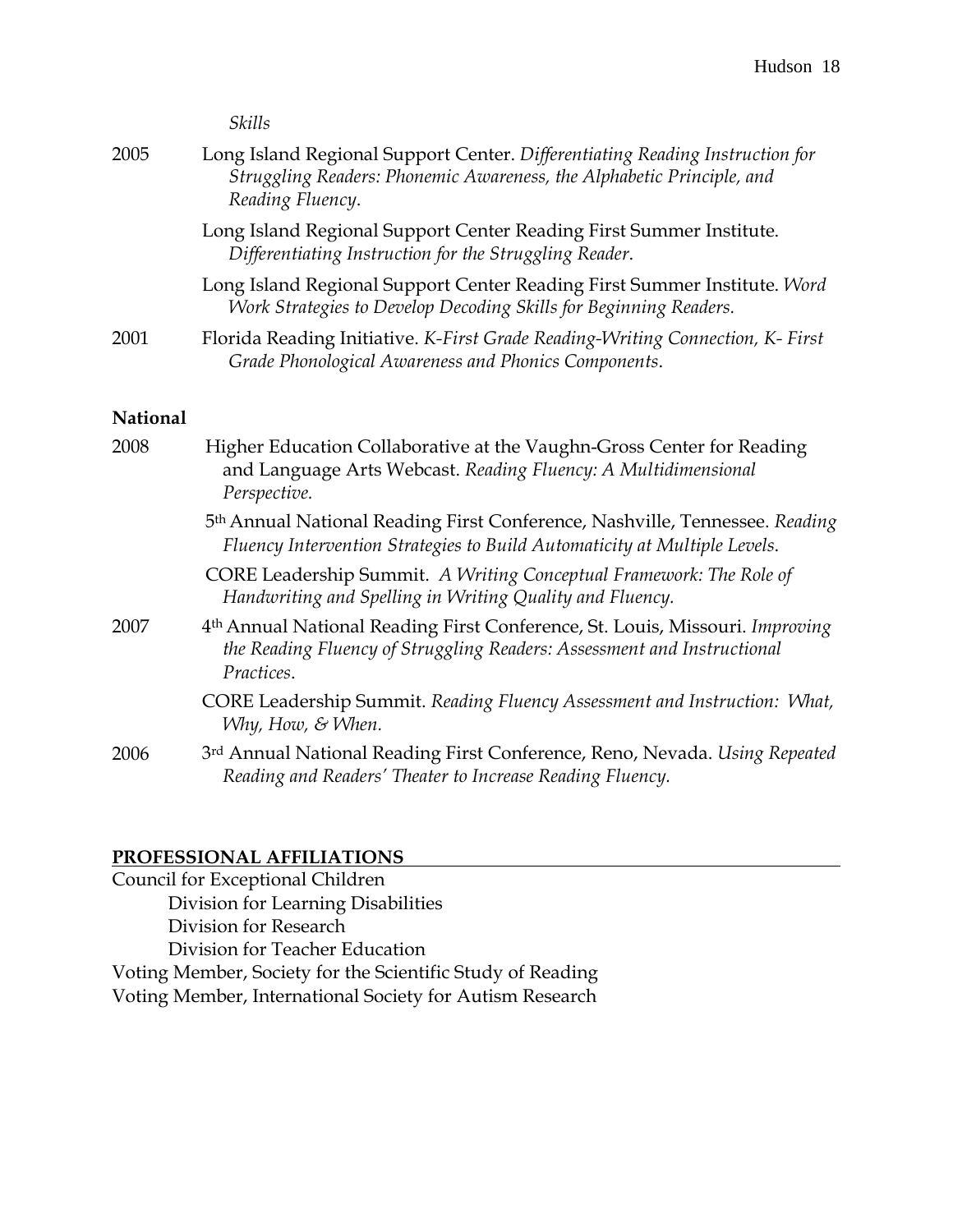*Skills*

2005 Long Island Regional Support Center. *Differentiating Reading Instruction for Struggling Readers: Phonemic Awareness, the Alphabetic Principle, and Reading Fluency*.

Long Island Regional Support Center Reading First Summer Institute. *Differentiating Instruction for the Struggling Reader*.

Long Island Regional Support Center Reading First Summer Institute. *Word Work Strategies to Develop Decoding Skills for Beginning Readers.*

2001 Florida Reading Initiative. *K-First Grade Reading-Writing Connection, K- First Grade Phonological Awareness and Phonics Components*.

**National**

2008 Higher Education Collaborative at the Vaughn-Gross Center for Reading and Language Arts Webcast. *Reading Fluency: A Multidimensional Perspective.*

5th Annual National Reading First Conference, Nashville, Tennessee. *Reading Fluency Intervention Strategies to Build Automaticity at Multiple Levels*.

CORE Leadership Summit. *A Writing Conceptual Framework: The Role of Handwriting and Spelling in Writing Quality and Fluency.*

2007 4th Annual National Reading First Conference, St. Louis, Missouri. *Improving the Reading Fluency of Struggling Readers: Assessment and Instructional Practices*.

CORE Leadership Summit. *Reading Fluency Assessment and Instruction: What, Why, How, & When.*

2006 3rd Annual National Reading First Conference, Reno, Nevada. *Using Repeated Reading and Readers' Theater to Increase Reading Fluency.*

## PROFESSIONAL AFFILIATIONS

Council for Exceptional Children
- Division for Learning Disabilities
- Division for Research
- Division for Teacher Education

Voting Member, Society for the Scientific Study of Reading
Voting Member, International Society for Autism Research